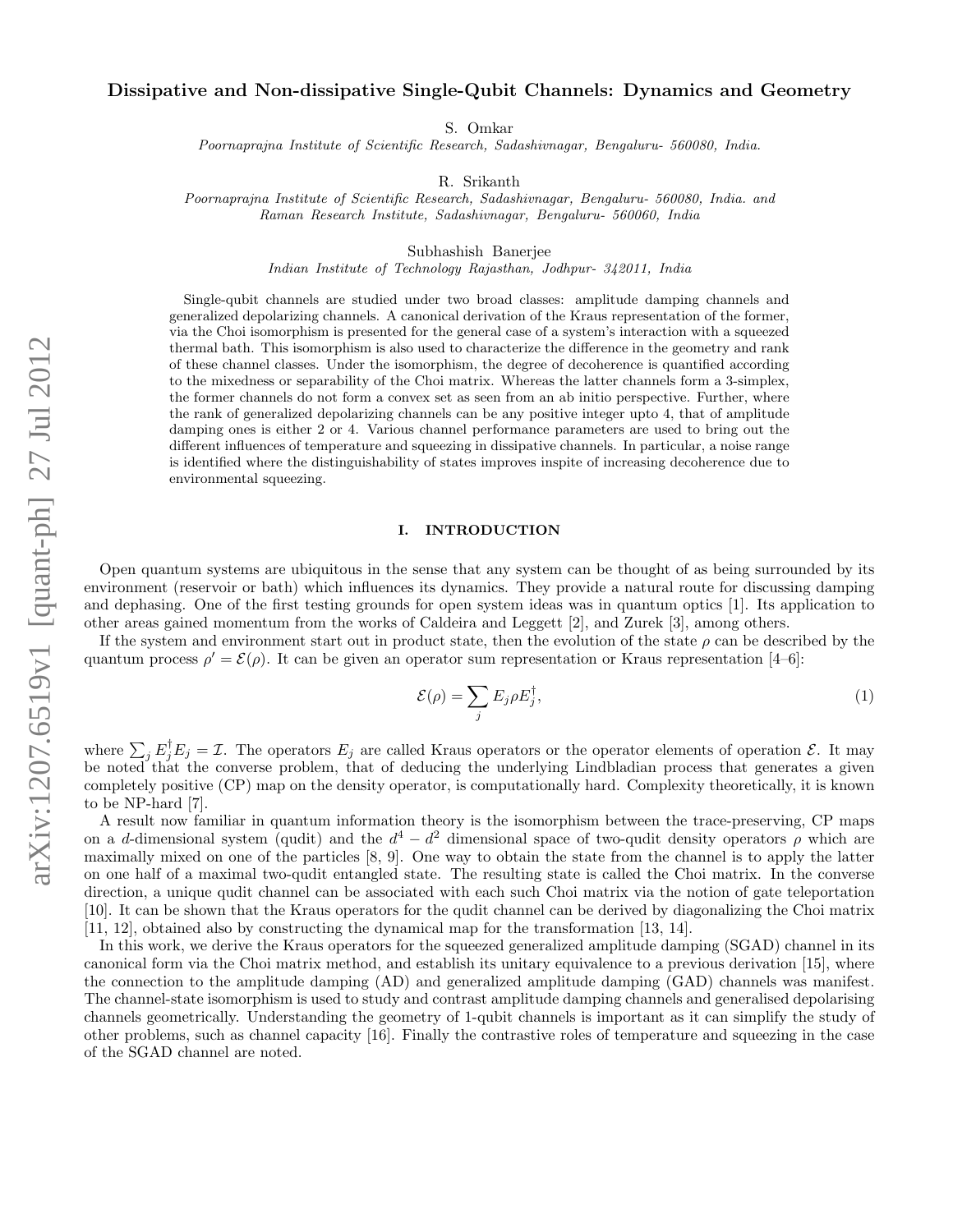# Dissipative and Non-dissipative Single-Qubit Channels: Dynamics and Geometry

S. Omkar

*Poornaprajna Institute of Scientific Research, Sadashivnagar, Bengaluru- 560080, India.*

R. Srikanth

*Poornaprajna Institute of Scientific Research, Sadashivnagar, Bengaluru- 560080, India. and Raman Research Institute, Sadashivnagar, Bengaluru- 560060, India*

Subhashish Banerjee

*Indian Institute of Technology Rajasthan, Jodhpur- 342011, India*

Single-qubit channels are studied under two broad classes: amplitude damping channels and generalized depolarizing channels. A canonical derivation of the Kraus representation of the former, via the Choi isomorphism is presented for the general case of a system's interaction with a squeezed thermal bath. This isomorphism is also used to characterize the difference in the geometry and rank of these channel classes. Under the isomorphism, the degree of decoherence is quantified according to the mixedness or separability of the Choi matrix. Whereas the latter channels form a 3-simplex, the former channels do not form a convex set as seen from an ab initio perspective. Further, where the rank of generalized depolarizing channels can be any positive integer upto 4, that of amplitude damping ones is either 2 or 4. Various channel performance parameters are used to bring out the different influences of temperature and squeezing in dissipative channels. In particular, a noise range is identified where the distinguishability of states improves inspite of increasing decoherence due to environmental squeezing.

## I. INTRODUCTION

Open quantum systems are ubiquitous in the sense that any system can be thought of as being surrounded by its environment (reservoir or bath) which influences its dynamics. They provide a natural route for discussing damping and dephasing. One of the first testing grounds for open system ideas was in quantum optics [1]. Its application to other areas gained momentum from the works of Caldeira and Leggett [2], and Zurek [3], among others.

If the system and environment start out in product state, then the evolution of the state $\rho$ can be described by the quantum process $\rho' = \mathcal{E}(\rho)$. It can be given an operator sum representation or Kraus representation [4–6]:

$$\mathcal{E}(\rho) = \sum_j E_j \rho E_j^\dagger, \tag{1}$$

where $\sum_j E_j^\dagger E_j = \mathcal{I}$. The operators $E_j$ are called Kraus operators or the operator elements of operation $\mathcal{E}$. It may be noted that the converse problem, that of deducing the underlying Lindbladian process that generates a given completely positive (CP) map on the density operator, is computationally hard. Complexity theoretically, it is known to be NP-hard [7].

A result now familiar in quantum information theory is the isomorphism between the trace-preserving, CP maps on a $d$-dimensional system (qudit) and the $d^4 - d^2$ dimensional space of two-qudit density operators $\rho$ which are maximally mixed on one of the particles [8, 9]. One way to obtain the state from the channel is to apply the latter on one half of a maximal two-qudit entangled state. The resulting state is called the Choi matrix. In the converse direction, a unique qudit channel can be associated with each such Choi matrix via the notion of gate teleportation [10]. It can be shown that the Kraus operators for the qudit channel can be derived by diagonalizing the Choi matrix [11, 12], obtained also by constructing the dynamical map for the transformation [13, 14].

In this work, we derive the Kraus operators for the squeezed generalized amplitude damping (SGAD) channel in its canonical form via the Choi matrix method, and establish its unitary equivalence to a previous derivation [15], where the connection to the amplitude damping (AD) and generalized amplitude damping (GAD) channels was manifest. The channel-state isomorphism is used to study and contrast amplitude damping channels and generalised depolarising channels geometrically. Understanding the geometry of 1-qubit channels is important as it can simplify the study of other problems, such as channel capacity [16]. Finally the contrastive roles of temperature and squeezing in the case of the SGAD channel are noted.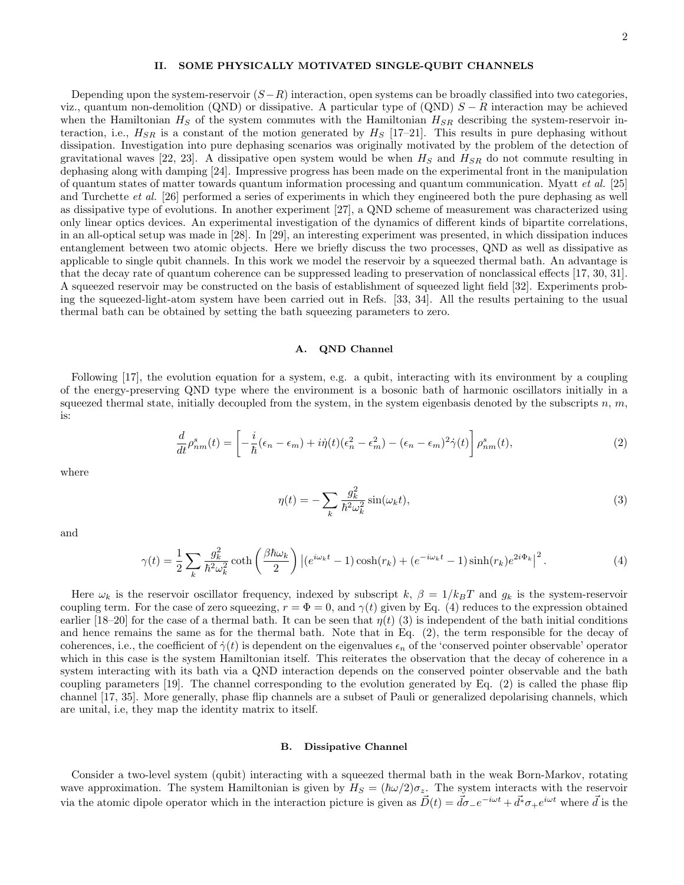## II. SOME PHYSICALLY MOTIVATED SINGLE-QUBIT CHANNELS

Depending upon the system-reservoir ($S-R$) interaction, open systems can be broadly classified into two categories, viz., quantum non-demolition (QND) or dissipative. A particular type of (QND) $S-R$ interaction may be achieved when the Hamiltonian $H_S$ of the system commutes with the Hamiltonian $H_{SR}$ describing the system-reservoir interaction, i.e., $H_{SR}$ is a constant of the motion generated by $H_S$ [17–21]. This results in pure dephasing without dissipation. Investigation into pure dephasing scenarios was originally motivated by the problem of the detection of gravitational waves [22, 23]. A dissipative open system would be when $H_S$ and $H_{SR}$ do not commute resulting in dephasing along with damping [24]. Impressive progress has been made on the experimental front in the manipulation of quantum states of matter towards quantum information processing and quantum communication. Myatt *et al.* [25] and Turchette *et al.* [26] performed a series of experiments in which they engineered both the pure dephasing as well as dissipative type of evolutions. In another experiment [27], a QND scheme of measurement was characterized using only linear optics devices. An experimental investigation of the dynamics of different kinds of bipartite correlations, in an all-optical setup was made in [28]. In [29], an interesting experiment was presented, in which dissipation induces entanglement between two atomic objects. Here we briefly discuss the two processes, QND as well as dissipative as applicable to single qubit channels. In this work we model the reservoir by a squeezed thermal bath. An advantage is that the decay rate of quantum coherence can be suppressed leading to preservation of nonclassical effects [17, 30, 31]. A squeezed reservoir may be constructed on the basis of establishment of squeezed light field [32]. Experiments probing the squeezed-light-atom system have been carried out in Refs. [33, 34]. All the results pertaining to the usual thermal bath can be obtained by setting the bath squeezing parameters to zero.

### A. QND Channel

Following [17], the evolution equation for a system, e.g. a qubit, interacting with its environment by a coupling of the energy-preserving QND type where the environment is a bosonic bath of harmonic oscillators initially in a squeezed thermal state, initially decoupled from the system, in the system eigenbasis denoted by the subscripts $n$, $m$, is:

$$\frac{d}{dt}\rho^s_{nm}(t) = \left[ -\frac{i}{\hbar}(\epsilon_n - \epsilon_m) + i\dot{\eta}(t)(\epsilon_n^2 - \epsilon_m^2) - (\epsilon_n - \epsilon_m)^2\dot{\gamma}(t) \right] \rho^s_{nm}(t), \tag{2}$$

where

$$\eta(t) = -\sum_k \frac{g_k^2}{\hbar^2\omega_k^2}\sin(\omega_k t), \tag{3}$$

and

$$\gamma(t) = \frac{1}{2}\sum_k \frac{g_k^2}{\hbar^2\omega_k^2}\coth\left(\frac{\beta\hbar\omega_k}{2}\right)\left|(e^{i\omega_k t} - 1)\cosh(r_k) + (e^{-i\omega_k t} - 1)\sinh(r_k)e^{2i\Phi_k}\right|^2. \tag{4}$$

Here $\omega_k$ is the reservoir oscillator frequency, indexed by subscript $k$, $\beta = 1/k_BT$ and $g_k$ is the system-reservoir coupling term. For the case of zero squeezing, $r = \Phi = 0$, and $\gamma(t)$ given by Eq. (4) reduces to the expression obtained earlier [18–20] for the case of a thermal bath. It can be seen that $\eta(t)$ (3) is independent of the bath initial conditions and hence remains the same as for the thermal bath. Note that in Eq. (2), the term responsible for the decay of coherences, i.e., the coefficient of $\dot{\gamma}(t)$ is dependent on the eigenvalues $\epsilon_n$ of the 'conserved pointer observable' operator which in this case is the system Hamiltonian itself. This reiterates the observation that the decay of coherence in a system interacting with its bath via a QND interaction depends on the conserved pointer observable and the bath coupling parameters [19]. The channel corresponding to the evolution generated by Eq. (2) is called the phase flip channel [17, 35]. More generally, phase flip channels are a subset of Pauli or generalized depolarising channels, which are unital, i.e, they map the identity matrix to itself.

### B. Dissipative Channel

Consider a two-level system (qubit) interacting with a squeezed thermal bath in the weak Born-Markov, rotating wave approximation. The system Hamiltonian is given by $H_S = (\hbar\omega/2)\sigma_z$. The system interacts with the reservoir via the atomic dipole operator which in the interaction picture is given as $\vec{D}(t) = \vec{d}\sigma_- e^{-i\omega t} + \vec{d}^*\sigma_+ e^{i\omega t}$ where $\vec{d}$ is the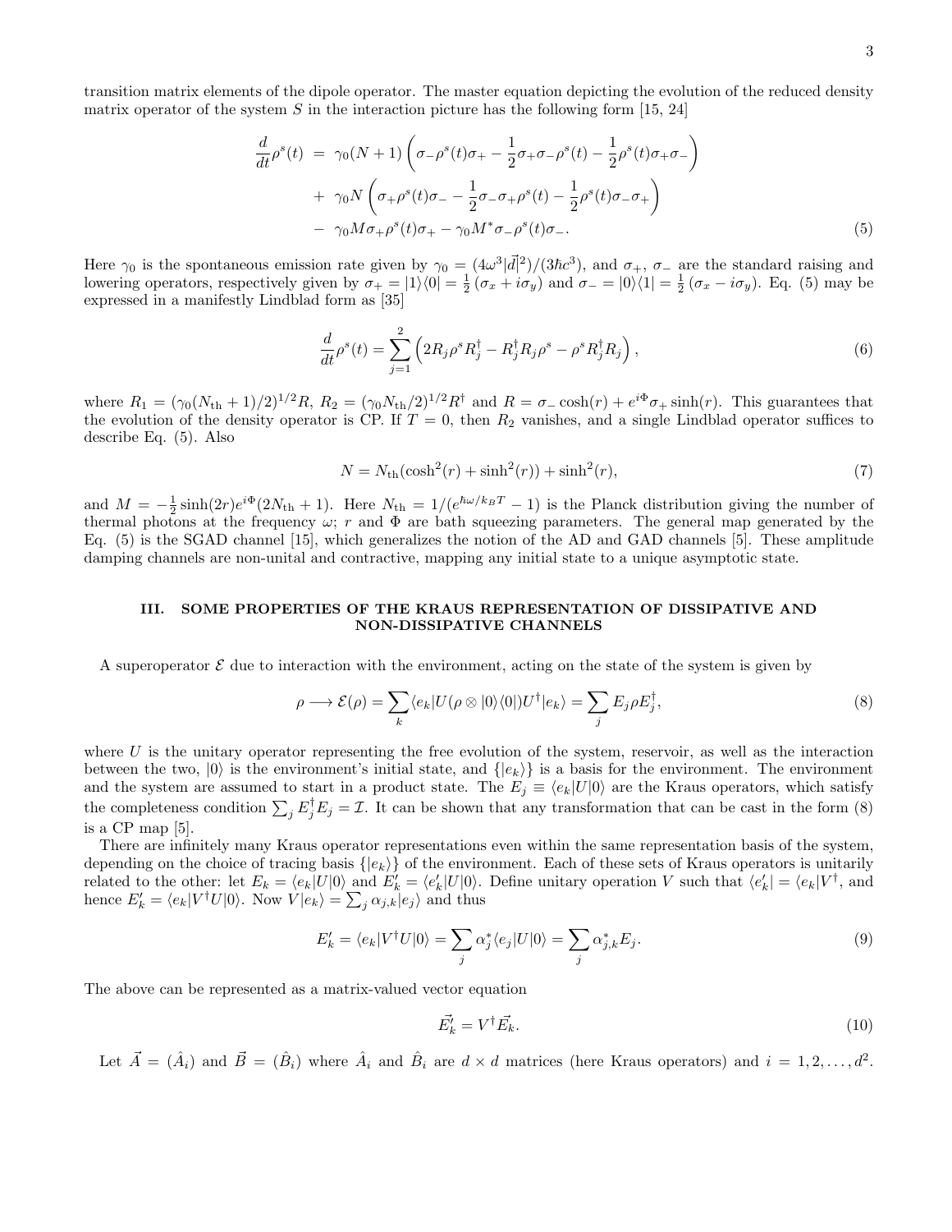transition matrix elements of the dipole operator. The master equation depicting the evolution of the reduced density matrix operator of the system $S$ in the interaction picture has the following form [15, 24]

$$
\begin{aligned}
\frac{d}{dt}\rho^s(t) &= \gamma_0(N+1)\left(\sigma_-\rho^s(t)\sigma_+ - \frac{1}{2}\sigma_+\sigma_-\rho^s(t) - \frac{1}{2}\rho^s(t)\sigma_+\sigma_-\right) \\
&+ \gamma_0 N\left(\sigma_+\rho^s(t)\sigma_- - \frac{1}{2}\sigma_-\sigma_+\rho^s(t) - \frac{1}{2}\rho^s(t)\sigma_-\sigma_+\right) \\
&- \gamma_0 M\sigma_+\rho^s(t)\sigma_+ - \gamma_0 M^*\sigma_-\rho^s(t)\sigma_-. \qquad (5)
\end{aligned}
$$

Here $\gamma_0$ is the spontaneous emission rate given by $\gamma_0 = (4\omega^3|\vec{d}|^2)/(3\hbar c^3)$, and $\sigma_+$, $\sigma_-$ are the standard raising and lowering operators, respectively given by $\sigma_+ = |1\rangle\langle 0| = \frac{1}{2}(\sigma_x + i\sigma_y)$ and $\sigma_- = |0\rangle\langle 1| = \frac{1}{2}(\sigma_x - i\sigma_y)$. Eq. (5) may be expressed in a manifestly Lindblad form as [35]

$$
\frac{d}{dt}\rho^s(t) = \sum_{j=1}^{2}\left(2R_j\rho^s R_j^\dagger - R_j^\dagger R_j\rho^s - \rho^s R_j^\dagger R_j\right), \qquad (6)
$$

where $R_1 = (\gamma_0(N_{\rm th}+1)/2)^{1/2}R$, $R_2 = (\gamma_0 N_{\rm th}/2)^{1/2}R^\dagger$ and $R = \sigma_-\cosh(r) + e^{i\Phi}\sigma_+\sinh(r)$. This guarantees that the evolution of the density operator is CP. If $T = 0$, then $R_2$ vanishes, and a single Lindblad operator suffices to describe Eq. (5). Also

$$
N = N_{\rm th}(\cosh^2(r) + \sinh^2(r)) + \sinh^2(r), \qquad (7)
$$

and $M = -\frac{1}{2}\sinh(2r)e^{i\Phi}(2N_{\rm th}+1)$. Here $N_{\rm th} = 1/(e^{\hbar\omega/k_BT}-1)$ is the Planck distribution giving the number of thermal photons at the frequency $\omega$; $r$ and $\Phi$ are bath squeezing parameters. The general map generated by the Eq. (5) is the SGAD channel [15], which generalizes the notion of the AD and GAD channels [5]. These amplitude damping channels are non-unital and contractive, mapping any initial state to a unique asymptotic state.

## III. SOME PROPERTIES OF THE KRAUS REPRESENTATION OF DISSIPATIVE AND NON-DISSIPATIVE CHANNELS

A superoperator $\mathcal{E}$ due to interaction with the environment, acting on the state of the system is given by

$$
\rho \longrightarrow \mathcal{E}(\rho) = \sum_k \langle e_k|U(\rho\otimes|0\rangle\langle 0|)U^\dagger|e_k\rangle = \sum_j E_j\rho E_j^\dagger, \qquad (8)
$$

where $U$ is the unitary operator representing the free evolution of the system, reservoir, as well as the interaction between the two, $|0\rangle$ is the environment's initial state, and $\{|e_k\rangle\}$ is a basis for the environment. The environment and the system are assumed to start in a product state. The $E_j \equiv \langle e_k|U|0\rangle$ are the Kraus operators, which satisfy the completeness condition $\sum_j E_j^\dagger E_j = \mathcal{I}$. It can be shown that any transformation that can be cast in the form (8) is a CP map [5].

There are infinitely many Kraus operator representations even within the same representation basis of the system, depending on the choice of tracing basis $\{|e_k\rangle\}$ of the environment. Each of these sets of Kraus operators is unitarily related to the other: let $E_k = \langle e_k|U|0\rangle$ and $E_k' = \langle e_k'|U|0\rangle$. Define unitary operation $V$ such that $\langle e_k'| = \langle e_k|V^\dagger$, and hence $E_k' = \langle e_k|V^\dagger U|0\rangle$. Now $V|e_k\rangle = \sum_j \alpha_{j,k}|e_j\rangle$ and thus

$$
E_k' = \langle e_k|V^\dagger U|0\rangle = \sum_j \alpha_j^*\langle e_j|U|0\rangle = \sum_j \alpha_{j,k}^* E_j. \qquad (9)
$$

The above can be represented as a matrix-valued vector equation

$$
\vec{E_k'} = V^\dagger\vec{E_k}. \qquad (10)
$$

Let $\vec{A} = (\hat{A}_i)$ and $\vec{B} = (\hat{B}_i)$ where $\hat{A}_i$ and $\hat{B}_i$ are $d\times d$ matrices (here Kraus operators) and $i = 1, 2, \ldots, d^2$.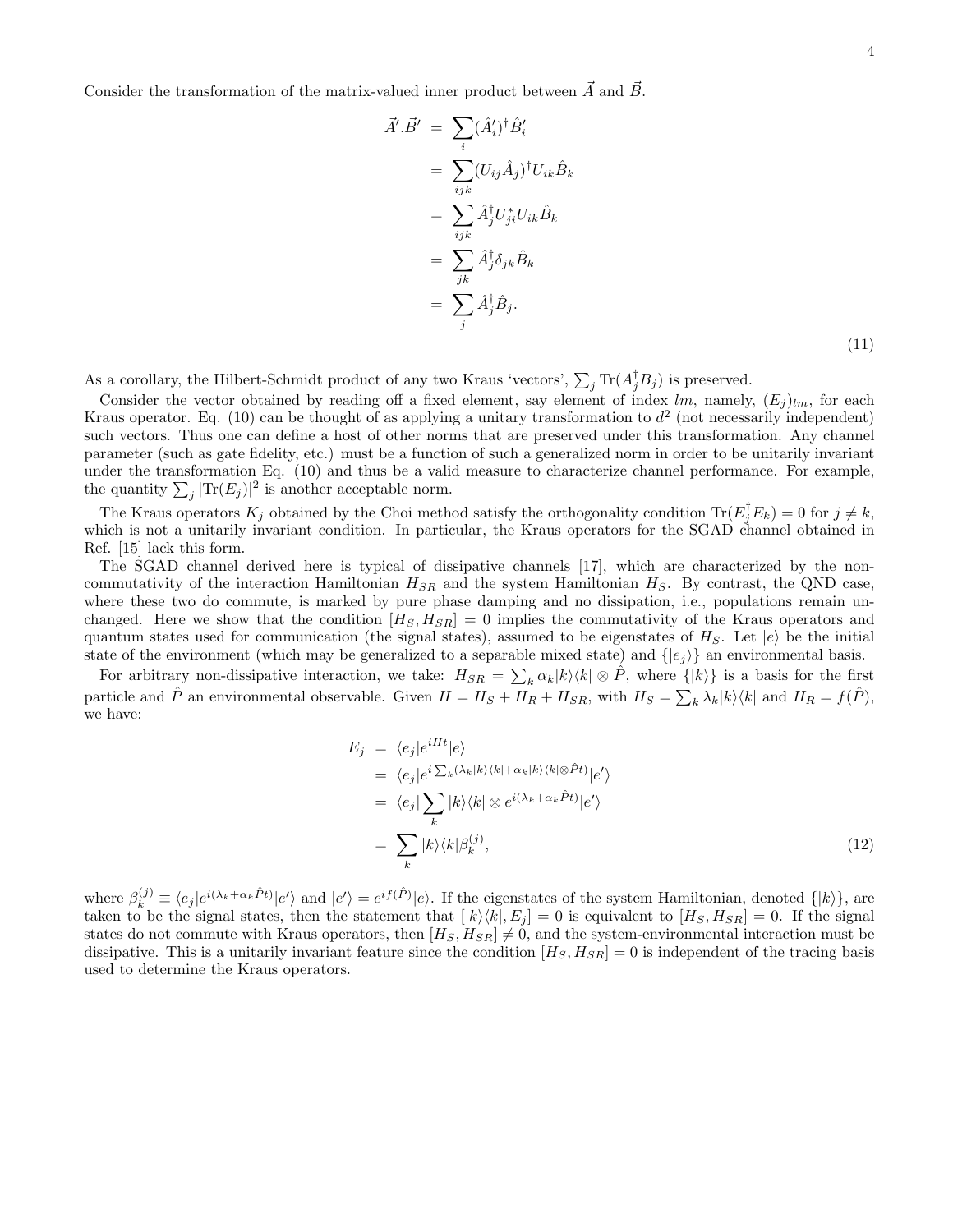Consider the transformation of the matrix-valued inner product between $\vec{A}$ and $\vec{B}$.

$$
\begin{aligned}
\vec{A}'.\vec{B}' &= \sum_i (\hat{A}_i')^\dagger \hat{B}_i' \\
&= \sum_{ijk} (U_{ij}\hat{A}_j)^\dagger U_{ik}\hat{B}_k \\
&= \sum_{ijk} \hat{A}_j^\dagger U_{ji}^* U_{ik}\hat{B}_k \\
&= \sum_{jk} \hat{A}_j^\dagger \delta_{jk}\hat{B}_k \\
&= \sum_j \hat{A}_j^\dagger \hat{B}_j.
\end{aligned}
\tag{11}
$$

As a corollary, the Hilbert-Schmidt product of any two Kraus 'vectors', $\sum_j \mathrm{Tr}(A_j^\dagger B_j)$ is preserved.

Consider the vector obtained by reading off a fixed element, say element of index $lm$, namely, $(E_j)_{lm}$, for each Kraus operator. Eq. (10) can be thought of as applying a unitary transformation to $d^2$ (not necessarily independent) such vectors. Thus one can define a host of other norms that are preserved under this transformation. Any channel parameter (such as gate fidelity, etc.) must be a function of such a generalized norm in order to be unitarily invariant under the transformation Eq. (10) and thus be a valid measure to characterize channel performance. For example, the quantity $\sum_j |\mathrm{Tr}(E_j)|^2$ is another acceptable norm.

The Kraus operators $K_j$ obtained by the Choi method satisfy the orthogonality condition $\mathrm{Tr}(E_j^\dagger E_k) = 0$ for $j \neq k$, which is not a unitarily invariant condition. In particular, the Kraus operators for the SGAD channel obtained in Ref. [15] lack this form.

The SGAD channel derived here is typical of dissipative channels [17], which are characterized by the non-commutativity of the interaction Hamiltonian $H_{SR}$ and the system Hamiltonian $H_S$. By contrast, the QND case, where these two do commute, is marked by pure phase damping and no dissipation, i.e., populations remain unchanged. Here we show that the condition $[H_S, H_{SR}] = 0$ implies the commutativity of the Kraus operators and quantum states used for communication (the signal states), assumed to be eigenstates of $H_S$. Let $|e\rangle$ be the initial state of the environment (which may be generalized to a separable mixed state) and $\{|e_j\rangle\}$ an environmental basis.

For arbitrary non-dissipative interaction, we take: $H_{SR} = \sum_k \alpha_k |k\rangle\langle k| \otimes \hat{P}$, where $\{|k\rangle\}$ is a basis for the first particle and $\hat{P}$ an environmental observable. Given $H = H_S + H_R + H_{SR}$, with $H_S = \sum_k \lambda_k |k\rangle\langle k|$ and $H_R = f(\hat{P})$, we have:

$$
\begin{aligned}
E_j &= \langle e_j | e^{iHt} | e\rangle \\
&= \langle e_j | e^{i\sum_k (\lambda_k |k\rangle\langle k| + \alpha_k |k\rangle\langle k| \otimes \hat{P}t)} | e'\rangle \\
&= \langle e_j | \sum_k |k\rangle\langle k| \otimes e^{i(\lambda_k + \alpha_k \hat{P}t)} | e'\rangle \\
&= \sum_k |k\rangle\langle k| \beta_k^{(j)},
\end{aligned}
\tag{12}
$$

where $\beta_k^{(j)} \equiv \langle e_j | e^{i(\lambda_k + \alpha_k \hat{P}t)} | e'\rangle$ and $|e'\rangle = e^{if(\hat{P})}|e\rangle$. If the eigenstates of the system Hamiltonian, denoted $\{|k\rangle\}$, are taken to be the signal states, then the statement that $[|k\rangle\langle k|, E_j] = 0$ is equivalent to $[H_S, H_{SR}] = 0$. If the signal states do not commute with Kraus operators, then $[H_S, H_{SR}] \neq 0$, and the system-environmental interaction must be dissipative. This is a unitarily invariant feature since the condition $[H_S, H_{SR}] = 0$ is independent of the tracing basis used to determine the Kraus operators.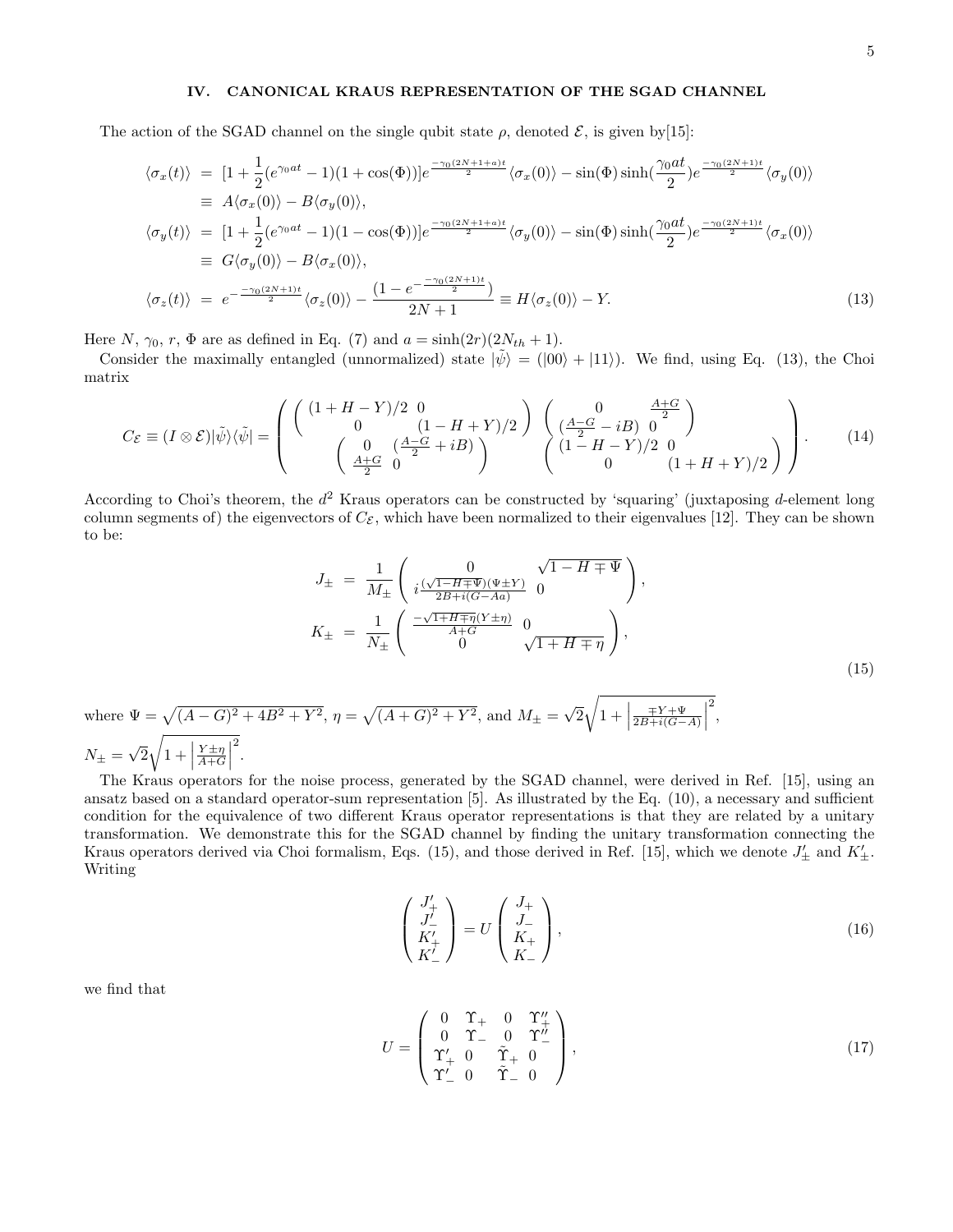## IV. CANONICAL KRAUS REPRESENTATION OF THE SGAD CHANNEL

The action of the SGAD channel on the single qubit state $\rho$, denoted $\mathcal{E}$, is given by[15]:

$$
\begin{aligned}
\langle\sigma_x(t)\rangle &= [1+\frac{1}{2}(e^{\gamma_0 at}-1)(1+\cos(\Phi))]e^{\frac{-\gamma_0(2N+1+a)t}{2}}\langle\sigma_x(0)\rangle - \sin(\Phi)\sinh(\frac{\gamma_0 at}{2})e^{\frac{-\gamma_0(2N+1)t}{2}}\langle\sigma_y(0)\rangle \\
&\equiv A\langle\sigma_x(0)\rangle - B\langle\sigma_y(0)\rangle, \\
\langle\sigma_y(t)\rangle &= [1+\frac{1}{2}(e^{\gamma_0 at}-1)(1-\cos(\Phi))]e^{\frac{-\gamma_0(2N+1+a)t}{2}}\langle\sigma_y(0)\rangle - \sin(\Phi)\sinh(\frac{\gamma_0 at}{2})e^{\frac{-\gamma_0(2N+1)t}{2}}\langle\sigma_x(0)\rangle \\
&\equiv G\langle\sigma_y(0)\rangle - B\langle\sigma_x(0)\rangle, \\
\langle\sigma_z(t)\rangle &= e^{-\frac{-\gamma_0(2N+1)t}{2}}\langle\sigma_z(0)\rangle - \frac{(1-e^{-\frac{-\gamma_0(2N+1)t}{2}})}{2N+1} \equiv H\langle\sigma_z(0)\rangle - Y.
\end{aligned} \tag{13}
$$

Here $N$, $\gamma_0$, $r$, $\Phi$ are as defined in Eq. (7) and $a = \sinh(2r)(2N_{th}+1)$.

Consider the maximally entangled (unnormalized) state $|\tilde{\psi}\rangle = (|00\rangle + |11\rangle)$. We find, using Eq. (13), the Choi matrix

$$
C_{\mathcal{E}} \equiv (I\otimes\mathcal{E})|\tilde{\psi}\rangle\langle\tilde{\psi}| = \left( \begin{array}{cc} \left( \begin{array}{cc} (1+H-Y)/2 & 0 \\ 0 & (1-H+Y)/2 \end{array} \right) & \left( \begin{array}{cc} 0 & \frac{A+G}{2} \\ (\frac{A-G}{2}-iB) & 0 \end{array} \right) \\ \left( \begin{array}{cc} 0 & (\frac{A-G}{2}+iB) \\ \frac{A+G}{2} & 0 \end{array} \right) & \left( \begin{array}{cc} (1-H-Y)/2 & 0 \\ 0 & (1+H+Y)/2 \end{array} \right) \end{array} \right). \tag{14}
$$

According to Choi's theorem, the $d^2$ Kraus operators can be constructed by 'squaring' (juxtaposing $d$-element long column segments of) the eigenvectors of $C_{\mathcal{E}}$, which have been normalized to their eigenvalues [12]. They can be shown to be:

$$
\begin{aligned}
J_{\pm} &= \frac{1}{M_{\pm}} \left( \begin{array}{cc} 0 & \sqrt{1-H\mp\Psi} \\ i\frac{(\sqrt{1-H\mp\Psi})(\Psi\pm Y)}{2B+i(G-Aa)} & 0 \end{array} \right), \\
K_{\pm} &= \frac{1}{N_{\pm}} \left( \begin{array}{cc} \frac{-\sqrt{1+H\mp\eta}(Y\pm\eta)}{A+G} & 0 \\ 0 & \sqrt{1+H\mp\eta} \end{array} \right),
\end{aligned} \tag{15}
$$

where $\Psi = \sqrt{(A-G)^2+4B^2+Y^2}$, $\eta = \sqrt{(A+G)^2+Y^2}$, and $M_{\pm} = \sqrt{2}\sqrt{1+\left|\frac{\mp Y+\Psi}{2B+i(G-A)}\right|^2}$, $N_{\pm} = \sqrt{2}\sqrt{1+\left|\frac{Y\pm\eta}{A+G}\right|^2}$.

The Kraus operators for the noise process, generated by the SGAD channel, were derived in Ref. [15], using an ansatz based on a standard operator-sum representation [5]. As illustrated by the Eq. (10), a necessary and sufficient condition for the equivalence of two different Kraus operator representations is that they are related by a unitary transformation. We demonstrate this for the SGAD channel by finding the unitary transformation connecting the Kraus operators derived via Choi formalism, Eqs. (15), and those derived in Ref. [15], which we denote $J'_{\pm}$ and $K'_{\pm}$. Writing

$$
\left( \begin{array}{c} J'_+ \\ J'_- \\ K'_+ \\ K'_- \end{array} \right) = U \left( \begin{array}{c} J_+ \\ J_- \\ K_+ \\ K_- \end{array} \right), \tag{16}
$$

we find that

$$
U = \left( \begin{array}{cccc} 0 & \Upsilon_+ & 0 & \Upsilon''_+ \\ 0 & \Upsilon_- & 0 & \Upsilon''_- \\ \Upsilon'_+ & 0 & \tilde{\Upsilon}_+ & 0 \\ \Upsilon'_- & 0 & \tilde{\Upsilon}_- & 0 \end{array} \right), \tag{17}
$$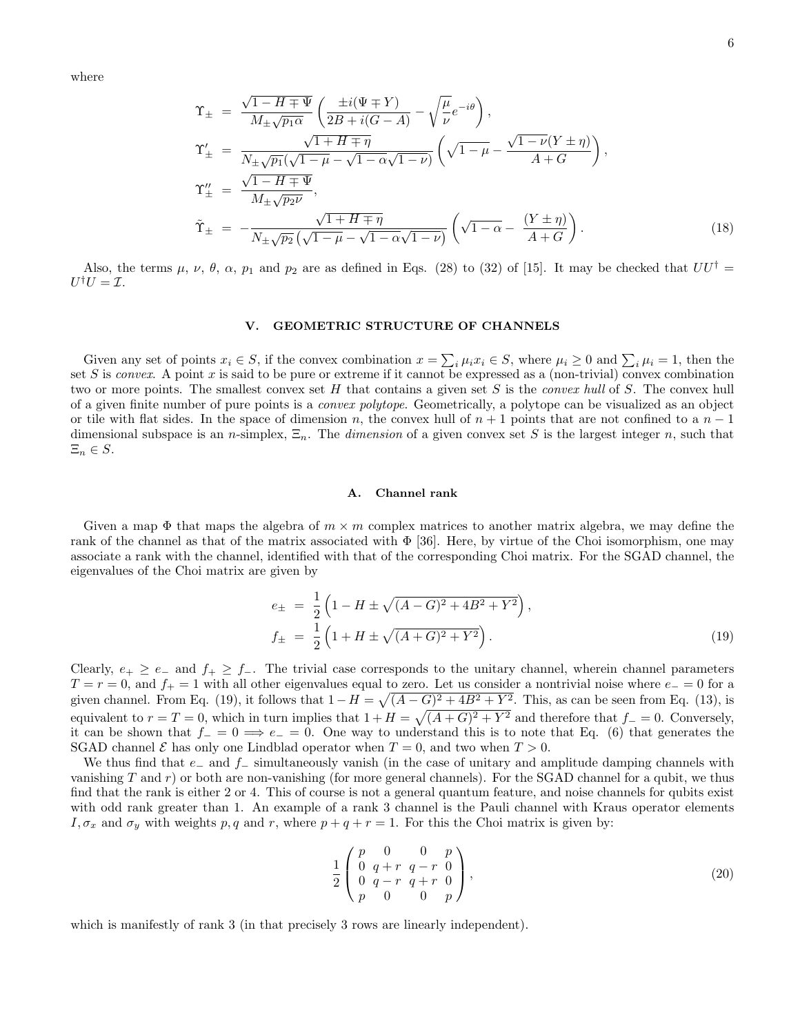where

$$
\begin{aligned}
\Upsilon_{\pm} &= \frac{\sqrt{1-H\mp\Psi}}{M_{\pm}\sqrt{p_1\alpha}}\left(\frac{\pm i(\Psi\mp Y)}{2B+i(G-A)}-\sqrt{\frac{\mu}{\nu}}e^{-i\theta}\right),\\
\Upsilon'_{\pm} &= \frac{\sqrt{1+H\mp\eta}}{N_{\pm}\sqrt{p_1}(\sqrt{1-\mu}-\sqrt{1-\alpha}\sqrt{1-\nu})}\left(\sqrt{1-\mu}-\frac{\sqrt{1-\nu}(Y\pm\eta)}{A+G}\right),\\
\Upsilon''_{\pm} &= \frac{\sqrt{1-H\mp\Psi}}{M_{\pm}\sqrt{p_2\nu}},\\
\tilde{\Upsilon}_{\pm} &= -\frac{\sqrt{1+H\mp\eta}}{N_{\pm}\sqrt{p_2}\left(\sqrt{1-\mu}-\sqrt{1-\alpha}\sqrt{1-\nu}\right)}\left(\sqrt{1-\alpha}-\frac{(Y\pm\eta)}{A+G}\right).
\end{aligned}
\tag{18}
$$

Also, the terms $\mu$, $\nu$, $\theta$, $\alpha$, $p_1$ and $p_2$ are as defined in Eqs. (28) to (32) of [15]. It may be checked that $UU^\dagger = U^\dagger U = \mathcal{I}$.

## V. GEOMETRIC STRUCTURE OF CHANNELS

Given any set of points $x_i \in S$, if the convex combination $x = \sum_i \mu_i x_i \in S$, where $\mu_i \geq 0$ and $\sum_i \mu_i = 1$, then the set $S$ is *convex*. A point $x$ is said to be pure or extreme if it cannot be expressed as a (non-trivial) convex combination two or more points. The smallest convex set $H$ that contains a given set $S$ is the *convex hull* of $S$. The convex hull of a given finite number of pure points is a *convex polytope*. Geometrically, a polytope can be visualized as an object or tile with flat sides. In the space of dimension $n$, the convex hull of $n+1$ points that are not confined to a $n-1$ dimensional subspace is an $n$-simplex, $\Xi_n$. The *dimension* of a given convex set $S$ is the largest integer $n$, such that $\Xi_n \in S$.

### A. Channel rank

Given a map $\Phi$ that maps the algebra of $m \times m$ complex matrices to another matrix algebra, we may define the rank of the channel as that of the matrix associated with $\Phi$ [36]. Here, by virtue of the Choi isomorphism, one may associate a rank with the channel, identified with that of the corresponding Choi matrix. For the SGAD channel, the eigenvalues of the Choi matrix are given by

$$
\begin{aligned}
e_{\pm} &= \frac{1}{2}\left(1-H\pm\sqrt{(A-G)^2+4B^2+Y^2}\right),\\
f_{\pm} &= \frac{1}{2}\left(1+H\pm\sqrt{(A+G)^2+Y^2}\right).
\end{aligned}
\tag{19}
$$

Clearly, $e_+ \geq e_-$ and $f_+ \geq f_-$. The trivial case corresponds to the unitary channel, wherein channel parameters $T = r = 0$, and $f_+ = 1$ with all other eigenvalues equal to zero. Let us consider a nontrivial noise where $e_- = 0$ for a given channel. From Eq. (19), it follows that $1 - H = \sqrt{(A-G)^2 + 4B^2 + Y^2}$. This, as can be seen from Eq. (13), is equivalent to $r = T = 0$, which in turn implies that $1 + H = \sqrt{(A+G)^2 + Y^2}$ and therefore that $f_- = 0$. Conversely, it can be shown that $f_- = 0 \implies e_- = 0$. One way to understand this is to note that Eq. (6) that generates the SGAD channel $\mathcal{E}$ has only one Lindblad operator when $T = 0$, and two when $T > 0$.

We thus find that $e_-$ and $f_-$ simultaneously vanish (in the case of unitary and amplitude damping channels with vanishing $T$ and $r$) or both are non-vanishing (for more general channels). For the SGAD channel for a qubit, we thus find that the rank is either 2 or 4. This of course is not a general quantum feature, and noise channels for qubits exist with odd rank greater than 1. An example of a rank 3 channel is the Pauli channel with Kraus operator elements $I, \sigma_x$ and $\sigma_y$ with weights $p, q$ and $r$, where $p + q + r = 1$. For this the Choi matrix is given by:

$$
\frac{1}{2}\begin{pmatrix} p & 0 & 0 & p \\ 0 & q+r & q-r & 0 \\ 0 & q-r & q+r & 0 \\ p & 0 & 0 & p \end{pmatrix},
\tag{20}
$$

which is manifestly of rank 3 (in that precisely 3 rows are linearly independent).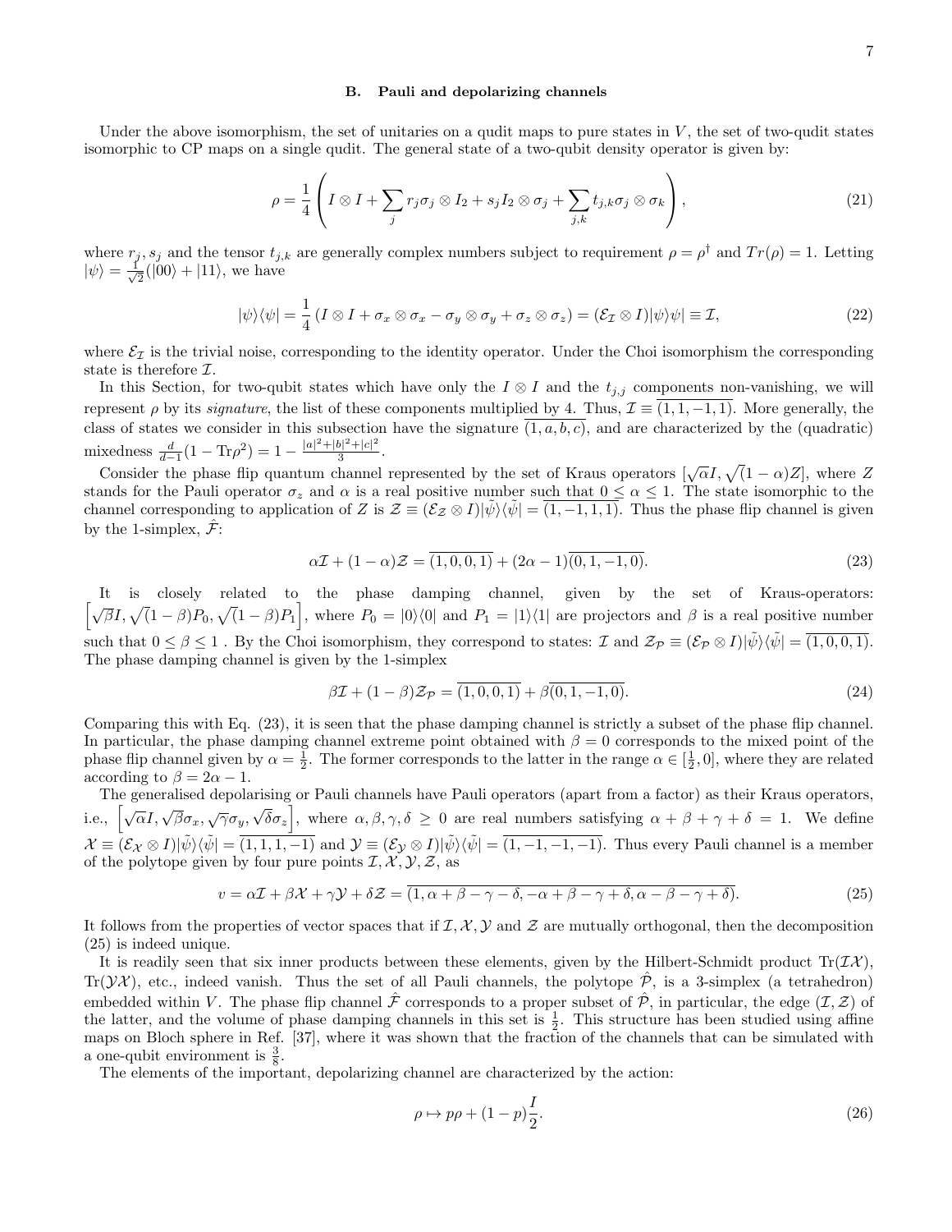### B. Pauli and depolarizing channels

Under the above isomorphism, the set of unitaries on a qudit maps to pure states in $V$, the set of two-qudit states isomorphic to CP maps on a single qudit. The general state of a two-qubit density operator is given by:

$$\rho = \frac{1}{4}\left(I \otimes I + \sum_j r_j \sigma_j \otimes I_2 + s_j I_2 \otimes \sigma_j + \sum_{j,k} t_{j,k} \sigma_j \otimes \sigma_k\right), \tag{21}$$

where $r_j, s_j$ and the tensor $t_{j,k}$ are generally complex numbers subject to requirement $\rho = \rho^\dagger$ and $Tr(\rho) = 1$. Letting $|\psi\rangle = \frac{1}{\sqrt{2}}(|00\rangle + |11\rangle$, we have

$$|\psi\rangle\langle\psi| = \frac{1}{4}\left(I \otimes I + \sigma_x \otimes \sigma_x - \sigma_y \otimes \sigma_y + \sigma_z \otimes \sigma_z\right) = (\mathcal{E}_\mathcal{I} \otimes I)|\psi\rangle\psi| \equiv \mathcal{I}, \tag{22}$$

where $\mathcal{E}_\mathcal{I}$ is the trivial noise, corresponding to the identity operator. Under the Choi isomorphism the corresponding state is therefore $\mathcal{I}$.

In this Section, for two-qubit states which have only the $I \otimes I$ and the $t_{j,j}$ components non-vanishing, we will represent $\rho$ by its *signature*, the list of these components multiplied by 4. Thus, $\mathcal{I} \equiv \overline{(1, 1, -1, 1)}$. More generally, the class of states we consider in this subsection have the signature $\overline{(1, a, b, c)}$, and are characterized by the (quadratic) mixedness $\frac{d}{d-1}(1 - \text{Tr}\rho^2) = 1 - \frac{|a|^2+|b|^2+|c|^2}{3}$.

Consider the phase flip quantum channel represented by the set of Kraus operators $[\sqrt{\alpha}I, \sqrt{(1-\alpha)}Z]$, where $Z$ stands for the Pauli operator $\sigma_z$ and $\alpha$ is a real positive number such that $0 \leq \alpha \leq 1$. The state isomorphic to the channel corresponding to application of $Z$ is $\mathcal{Z} \equiv (\mathcal{E}_\mathcal{Z} \otimes I)|\tilde{\psi}\rangle\langle\tilde{\psi}| = \overline{(1, -1, 1, 1)}$. Thus the phase flip channel is given by the 1-simplex, $\hat{\mathcal{F}}$:

$$\alpha\mathcal{I} + (1-\alpha)\mathcal{Z} = \overline{(1, 0, 0, 1)} + (2\alpha - 1)\overline{(0, 1, -1, 0)}. \tag{23}$$

It is closely related to the phase damping channel, given by the set of Kraus-operators: $\left[\sqrt{\beta}I, \sqrt{(1-\beta)}P_0, \sqrt{(1-\beta)}P_1\right]$, where $P_0 = |0\rangle\langle 0|$ and $P_1 = |1\rangle\langle 1|$ are projectors and $\beta$ is a real positive number such that $0 \leq \beta \leq 1$ . By the Choi isomorphism, they correspond to states: $\mathcal{I}$ and $\mathcal{Z}_\mathcal{P} \equiv (\mathcal{E}_\mathcal{P} \otimes I)|\tilde{\psi}\rangle\langle\tilde{\psi}| = \overline{(1, 0, 0, 1)}$. The phase damping channel is given by the 1-simplex

$$\beta\mathcal{I} + (1-\beta)\mathcal{Z}_\mathcal{P} = \overline{(1, 0, 0, 1)} + \beta\overline{(0, 1, -1, 0)}. \tag{24}$$

Comparing this with Eq. (23), it is seen that the phase damping channel is strictly a subset of the phase flip channel. In particular, the phase damping channel extreme point obtained with $\beta = 0$ corresponds to the mixed point of the phase flip channel given by $\alpha = \frac{1}{2}$. The former corresponds to the latter in the range $\alpha \in [\frac{1}{2}, 0]$, where they are related according to $\beta = 2\alpha - 1$.

The generalised depolarising or Pauli channels have Pauli operators (apart from a factor) as their Kraus operators, i.e., $\left[\sqrt{\alpha}I, \sqrt{\beta}\sigma_x, \sqrt{\gamma}\sigma_y, \sqrt{\delta}\sigma_z\right]$, where $\alpha, \beta, \gamma, \delta \geq 0$ are real numbers satisfying $\alpha + \beta + \gamma + \delta = 1$. We define $\mathcal{X} \equiv (\mathcal{E}_\mathcal{X} \otimes I)|\tilde{\psi}\rangle\langle\tilde{\psi}| = \overline{(1, 1, 1, -1)}$ and $\mathcal{Y} \equiv (\mathcal{E}_\mathcal{Y} \otimes I)|\tilde{\psi}\rangle\langle\tilde{\psi}| = \overline{(1, -1, -1, -1)}$. Thus every Pauli channel is a member of the polytope given by four pure points $\mathcal{I}, \mathcal{X}, \mathcal{Y}, \mathcal{Z}$, as

$$v = \alpha\mathcal{I} + \beta\mathcal{X} + \gamma\mathcal{Y} + \delta\mathcal{Z} = \overline{(1, \alpha + \beta - \gamma - \delta, -\alpha + \beta - \gamma + \delta, \alpha - \beta - \gamma + \delta)}. \tag{25}$$

It follows from the properties of vector spaces that if $\mathcal{I}, \mathcal{X}, \mathcal{Y}$ and $\mathcal{Z}$ are mutually orthogonal, then the decomposition (25) is indeed unique.

It is readily seen that six inner products between these elements, given by the Hilbert-Schmidt product $\text{Tr}(\mathcal{I}\mathcal{X})$, $\text{Tr}(\mathcal{Y}\mathcal{X})$, etc., indeed vanish. Thus the set of all Pauli channels, the polytope $\hat{\mathcal{P}}$, is a 3-simplex (a tetrahedron) embedded within $V$. The phase flip channel $\hat{\mathcal{F}}$ corresponds to a proper subset of $\hat{\mathcal{P}}$, in particular, the edge $(\mathcal{I}, \mathcal{Z})$ of the latter, and the volume of phase damping channels in this set is $\frac{1}{2}$. This structure has been studied using affine maps on Bloch sphere in Ref. [37], where it was shown that the fraction of the channels that can be simulated with a one-qubit environment is $\frac{3}{8}$.

The elements of the important, depolarizing channel are characterized by the action:

$$\rho \mapsto p\rho + (1-p)\frac{I}{2}. \tag{26}$$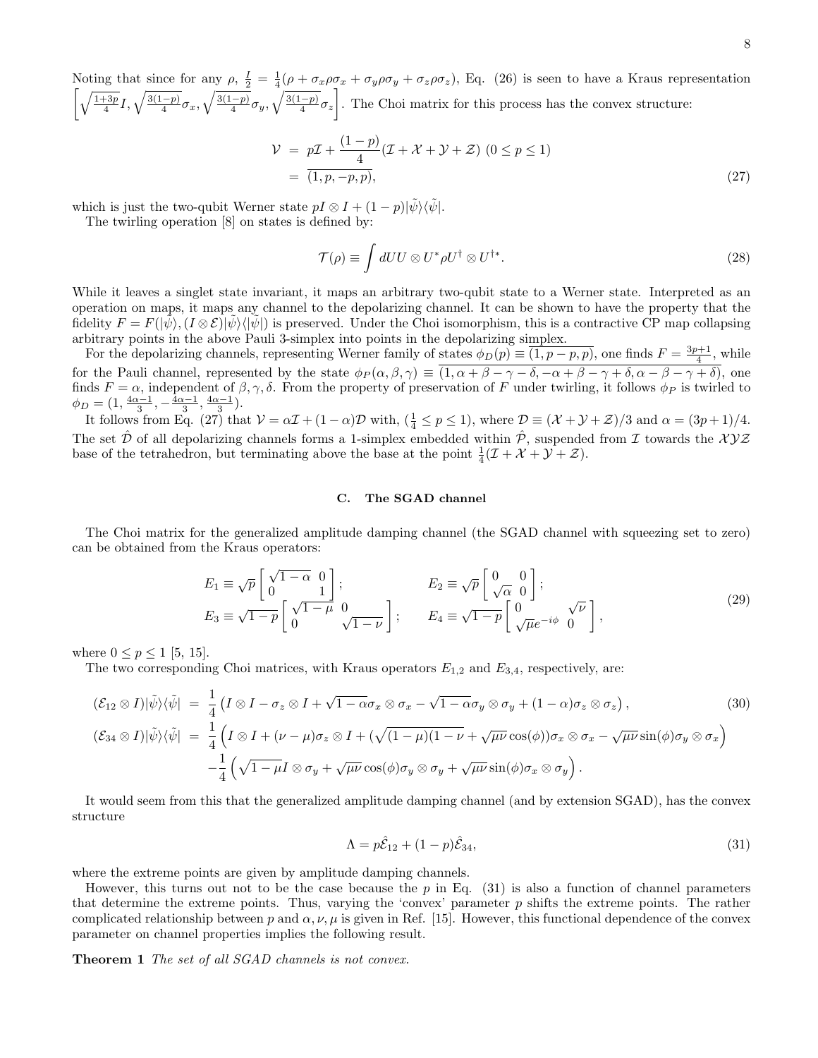Noting that since for any $\rho$, $\frac{I}{2} = \frac{1}{4}(\rho + \sigma_x\rho\sigma_x + \sigma_y\rho\sigma_y + \sigma_z\rho\sigma_z)$, Eq. (26) is seen to have a Kraus representation $\left[\sqrt{\frac{1+3p}{4}}I, \sqrt{\frac{3(1-p)}{4}}\sigma_x, \sqrt{\frac{3(1-p)}{4}}\sigma_y, \sqrt{\frac{3(1-p)}{4}}\sigma_z\right]$. The Choi matrix for this process has the convex structure:

$$
\begin{aligned}
\mathcal{V} &= p\mathcal{I} + \frac{(1-p)}{4}(\mathcal{I} + \mathcal{X} + \mathcal{Y} + \mathcal{Z}) \ (0 \le p \le 1) \\
&= \overline{(1, p, -p, p)},
\end{aligned} \tag{27}
$$

which is just the two-qubit Werner state $pI \otimes I + (1-p)|\tilde{\psi}\rangle\langle\tilde{\psi}|$.

The twirling operation [8] on states is defined by:

$$
\mathcal{T}(\rho) \equiv \int dU U \otimes U^* \rho U^\dagger \otimes U^{\dagger *}. \tag{28}
$$

While it leaves a singlet state invariant, it maps an arbitrary two-qubit state to a Werner state. Interpreted as an operation on maps, it maps any channel to the depolarizing channel. It can be shown to have the property that the fidelity $F = F(|\tilde{\psi}\rangle, (I \otimes \mathcal{E})|\tilde{\psi}\rangle\langle|\tilde{\psi}|)$ is preserved. Under the Choi isomorphism, this is a contractive CP map collapsing arbitrary points in the above Pauli 3-simplex into points in the depolarizing simplex.

For the depolarizing channels, representing Werner family of states $\phi_D(p) \equiv \overline{(1, p-p, p)}$, one finds $F = \frac{3p+1}{4}$, while for the Pauli channel, represented by the state $\phi_P(\alpha, \beta, \gamma) \equiv \overline{(1, \alpha + \beta - \gamma - \delta, -\alpha + \beta - \gamma + \delta, \alpha - \beta - \gamma + \delta)}$, one finds $F = \alpha$, independent of $\beta, \gamma, \delta$. From the property of preservation of $F$ under twirling, it follows $\phi_P$ is twirled to $\phi_D = (1, \frac{4\alpha-1}{3}, -\frac{4\alpha-1}{3}, \frac{4\alpha-1}{3})$.

It follows from Eq. (27) that $\mathcal{V} = \alpha\mathcal{I} + (1-\alpha)\mathcal{D}$ with, $(\frac{1}{4} \le p \le 1)$, where $\mathcal{D} \equiv (\mathcal{X} + \mathcal{Y} + \mathcal{Z})/3$ and $\alpha = (3p+1)/4$. The set $\hat{\mathcal{D}}$ of all depolarizing channels forms a 1-simplex embedded within $\hat{\mathcal{P}}$, suspended from $\mathcal{I}$ towards the $\mathcal{XYZ}$ base of the tetrahedron, but terminating above the base at the point $\frac{1}{4}(\mathcal{I} + \mathcal{X} + \mathcal{Y} + \mathcal{Z})$.

### C. The SGAD channel

The Choi matrix for the generalized amplitude damping channel (the SGAD channel with squeezing set to zero) can be obtained from the Kraus operators:

$$
\begin{aligned}
E_1 &\equiv \sqrt{p}\begin{bmatrix} \sqrt{1-\alpha} & 0 \\ 0 & 1 \end{bmatrix}; & E_2 &\equiv \sqrt{p}\begin{bmatrix} 0 & 0 \\ \sqrt{\alpha} & 0 \end{bmatrix}; \\
E_3 &\equiv \sqrt{1-p}\begin{bmatrix} \sqrt{1-\mu} & 0 \\ 0 & \sqrt{1-\nu} \end{bmatrix}; & E_4 &\equiv \sqrt{1-p}\begin{bmatrix} 0 & \sqrt{\nu} \\ \sqrt{\mu}e^{-i\phi} & 0 \end{bmatrix},
\end{aligned} \tag{29}
$$

where $0 \le p \le 1$ [5, 15].

The two corresponding Choi matrices, with Kraus operators $E_{1,2}$ and $E_{3,4}$, respectively, are:

$$
\begin{aligned}
(\mathcal{E}_{12} \otimes I)|\tilde{\psi}\rangle\langle\tilde{\psi}| &= \frac{1}{4}\left(I \otimes I - \sigma_z \otimes I + \sqrt{1-\alpha}\sigma_x \otimes \sigma_x - \sqrt{1-\alpha}\sigma_y \otimes \sigma_y + (1-\alpha)\sigma_z \otimes \sigma_z\right), \qquad (30)\\
(\mathcal{E}_{34} \otimes I)|\tilde{\psi}\rangle\langle\tilde{\psi}| &= \frac{1}{4}\left(I \otimes I + (\nu - \mu)\sigma_z \otimes I + (\sqrt{(1-\mu)(1-\nu} + \sqrt{\mu\nu}\cos(\phi))\sigma_x \otimes \sigma_x - \sqrt{\mu\nu}\sin(\phi)\sigma_y \otimes \sigma_x\right) \\
&\quad -\frac{1}{4}\left(\sqrt{1-\mu}I \otimes \sigma_y + \sqrt{\mu\nu}\cos(\phi)\sigma_y \otimes \sigma_y + \sqrt{\mu\nu}\sin(\phi)\sigma_x \otimes \sigma_y\right).
\end{aligned}
$$

It would seem from this that the generalized amplitude damping channel (and by extension SGAD), has the convex structure

$$
\Lambda = p\hat{\mathcal{E}}_{12} + (1-p)\hat{\mathcal{E}}_{34}, \tag{31}
$$

where the extreme points are given by amplitude damping channels.

However, this turns out not to be the case because the $p$ in Eq. (31) is also a function of channel parameters that determine the extreme points. Thus, varying the 'convex' parameter $p$ shifts the extreme points. The rather complicated relationship between $p$ and $\alpha, \nu, \mu$ is given in Ref. [15]. However, this functional dependence of the convex parameter on channel properties implies the following result.

**Theorem 1** *The set of all SGAD channels is not convex.*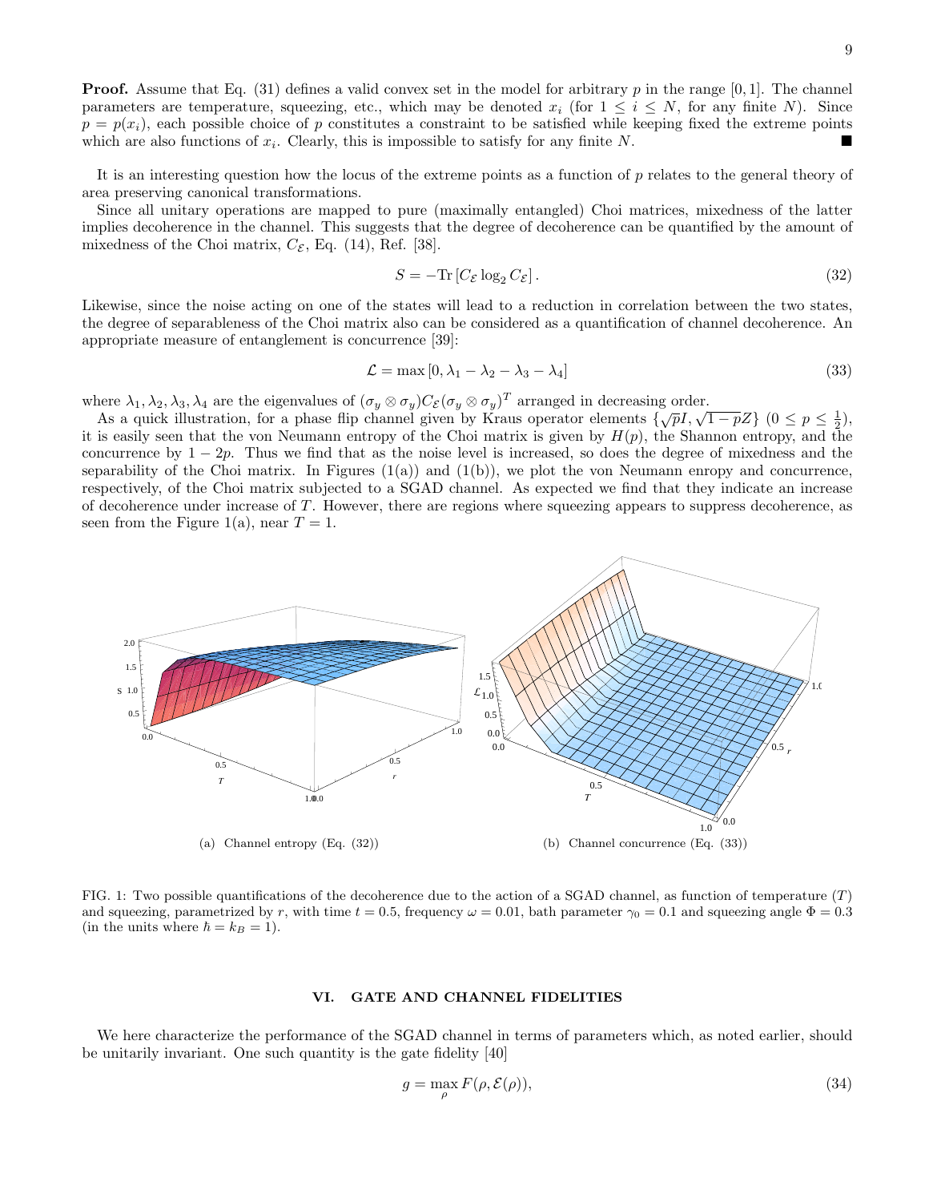**Proof.** Assume that Eq. (31) defines a valid convex set in the model for arbitrary $p$ in the range $[0, 1]$. The channel parameters are temperature, squeezing, etc., which may be denoted $x_i$ (for $1 \leq i \leq N$, for any finite $N$). Since $p = p(x_i)$, each possible choice of $p$ constitutes a constraint to be satisfied while keeping fixed the extreme points which are also functions of $x_i$. Clearly, this is impossible to satisfy for any finite $N$. ■

It is an interesting question how the locus of the extreme points as a function of $p$ relates to the general theory of area preserving canonical transformations.

Since all unitary operations are mapped to pure (maximally entangled) Choi matrices, mixedness of the latter implies decoherence in the channel. This suggests that the degree of decoherence can be quantified by the amount of mixedness of the Choi matrix, $C_{\mathcal{E}}$, Eq. (14), Ref. [38].

$$S = -\mathrm{Tr}\left[C_{\mathcal{E}} \log_2 C_{\mathcal{E}}\right]. \tag{32}$$

Likewise, since the noise acting on one of the states will lead to a reduction in correlation between the two states, the degree of separableness of the Choi matrix also can be considered as a quantification of channel decoherence. An appropriate measure of entanglement is concurrence [39]:

$$\mathcal{L} = \max\left[0, \lambda_1 - \lambda_2 - \lambda_3 - \lambda_4\right] \tag{33}$$

where $\lambda_1, \lambda_2, \lambda_3, \lambda_4$ are the eigenvalues of $(\sigma_y \otimes \sigma_y) C_{\mathcal{E}} (\sigma_y \otimes \sigma_y)^T$ arranged in decreasing order.

As a quick illustration, for a phase flip channel given by Kraus operator elements $\{\sqrt{p}I, \sqrt{1-p}Z\}$ $(0 \leq p \leq \frac{1}{2})$, it is easily seen that the von Neumann entropy of the Choi matrix is given by $H(p)$, the Shannon entropy, and the concurrence by $1 - 2p$. Thus we find that as the noise level is increased, so does the degree of mixedness and the separability of the Choi matrix. In Figures (1(a)) and (1(b)), we plot the von Neumann enropy and concurrence, respectively, of the Choi matrix subjected to a SGAD channel. As expected we find that they indicate an increase of decoherence under increase of $T$. However, there are regions where squeezing appears to suppress decoherence, as seen from the Figure 1(a), near $T = 1$.

(a) Channel entropy (Eq. (32))

(b) Channel concurrence (Eq. (33))

FIG. 1: Two possible quantifications of the decoherence due to the action of a SGAD channel, as function of temperature ($T$) and squeezing, parametrized by $r$, with time $t = 0.5$, frequency $\omega = 0.01$, bath parameter $\gamma_0 = 0.1$ and squeezing angle $\Phi = 0.3$ (in the units where $\hbar = k_B = 1$).

## VI. GATE AND CHANNEL FIDELITIES

We here characterize the performance of the SGAD channel in terms of parameters which, as noted earlier, should be unitarily invariant. One such quantity is the gate fidelity [40]

$$g = \max_{\rho} F(\rho, \mathcal{E}(\rho)), \tag{34}$$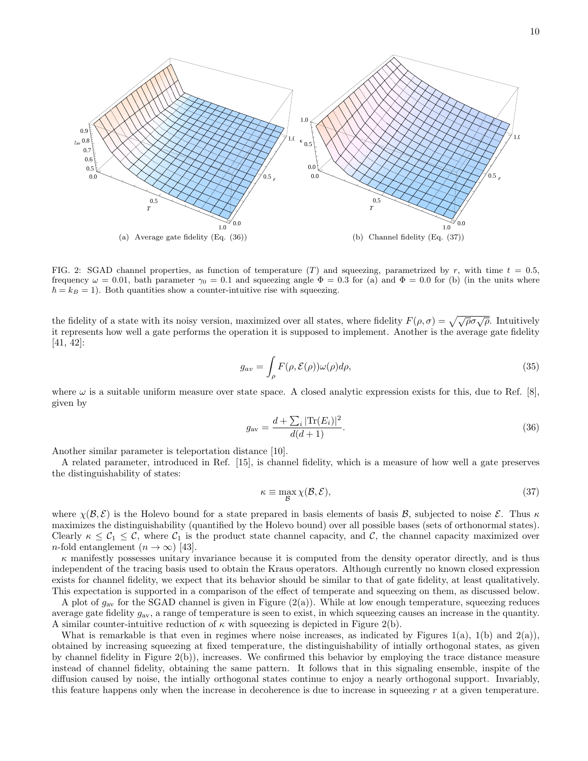(a) Average gate fidelity (Eq. (36))

(b) Channel fidelity (Eq. (37))

FIG. 2: SGAD channel properties, as function of temperature ($T$) and squeezing, parametrized by $r$, with time $t = 0.5$, frequency $\omega = 0.01$, bath parameter $\gamma_0 = 0.1$ and squeezing angle $\Phi = 0.3$ for (a) and $\Phi = 0.0$ for (b) (in the units where $\hbar = k_B = 1$). Both quantities show a counter-intuitive rise with squeezing.

the fidelity of a state with its noisy version, maximized over all states, where fidelity $F(\rho, \sigma) = \sqrt{\sqrt{\rho}\sigma\sqrt{\rho}}$. Intuitively it represents how well a gate performs the operation it is supposed to implement. Another is the average gate fidelity [41, 42]:

$$g_{av} = \int_\rho F(\rho, \mathcal{E}(\rho))\omega(\rho)d\rho, \tag{35}$$

where $\omega$ is a suitable uniform measure over state space. A closed analytic expression exists for this, due to Ref. [8], given by

$$g_{\rm av} = \frac{d + \sum_i |{\rm Tr}(E_i)|^2}{d(d+1)}. \tag{36}$$

Another similar parameter is teleportation distance [10].

A related parameter, introduced in Ref. [15], is channel fidelity, which is a measure of how well a gate preserves the distinguishability of states:

$$\kappa \equiv \max_{\mathcal{B}} \chi(\mathcal{B}, \mathcal{E}), \tag{37}$$

where $\chi(\mathcal{B}, \mathcal{E})$ is the Holevo bound for a state prepared in basis elements of basis $\mathcal{B}$, subjected to noise $\mathcal{E}$. Thus $\kappa$ maximizes the distinguishability (quantified by the Holevo bound) over all possible bases (sets of orthonormal states). Clearly $\kappa \leq \mathcal{C}_1 \leq \mathcal{C}$, where $\mathcal{C}_1$ is the product state channel capacity, and $\mathcal{C}$, the channel capacity maximized over $n$-fold entanglement ($n \to \infty$) [43].

$\kappa$ manifestly possesses unitary invariance because it is computed from the density operator directly, and is thus independent of the tracing basis used to obtain the Kraus operators. Although currently no known closed expression exists for channel fidelity, we expect that its behavior should be similar to that of gate fidelity, at least qualitatively. This expectation is supported in a comparison of the effect of temperate and squeezing on them, as discussed below.

A plot of $g_{\rm av}$ for the SGAD channel is given in Figure (2(a)). While at low enough temperature, squeezing reduces average gate fidelity $g_{\rm av}$, a range of temperature is seen to exist, in which squeezing causes an increase in the quantity. A similar counter-intuitive reduction of $\kappa$ with squeezing is depicted in Figure 2(b).

What is remarkable is that even in regimes where noise increases, as indicated by Figures 1(a), 1(b) and 2(a)), obtained by increasing squeezing at fixed temperature, the distinguishability of intially orthogonal states, as given by channel fidelity in Figure 2(b)), increases. We confirmed this behavior by employing the trace distance measure instead of channel fidelity, obtaining the same pattern. It follows that in this signaling ensemble, inspite of the diffusion caused by noise, the intially orthogonal states continue to enjoy a nearly orthogonal support. Invariably, this feature happens only when the increase in decoherence is due to increase in squeezing $r$ at a given temperature.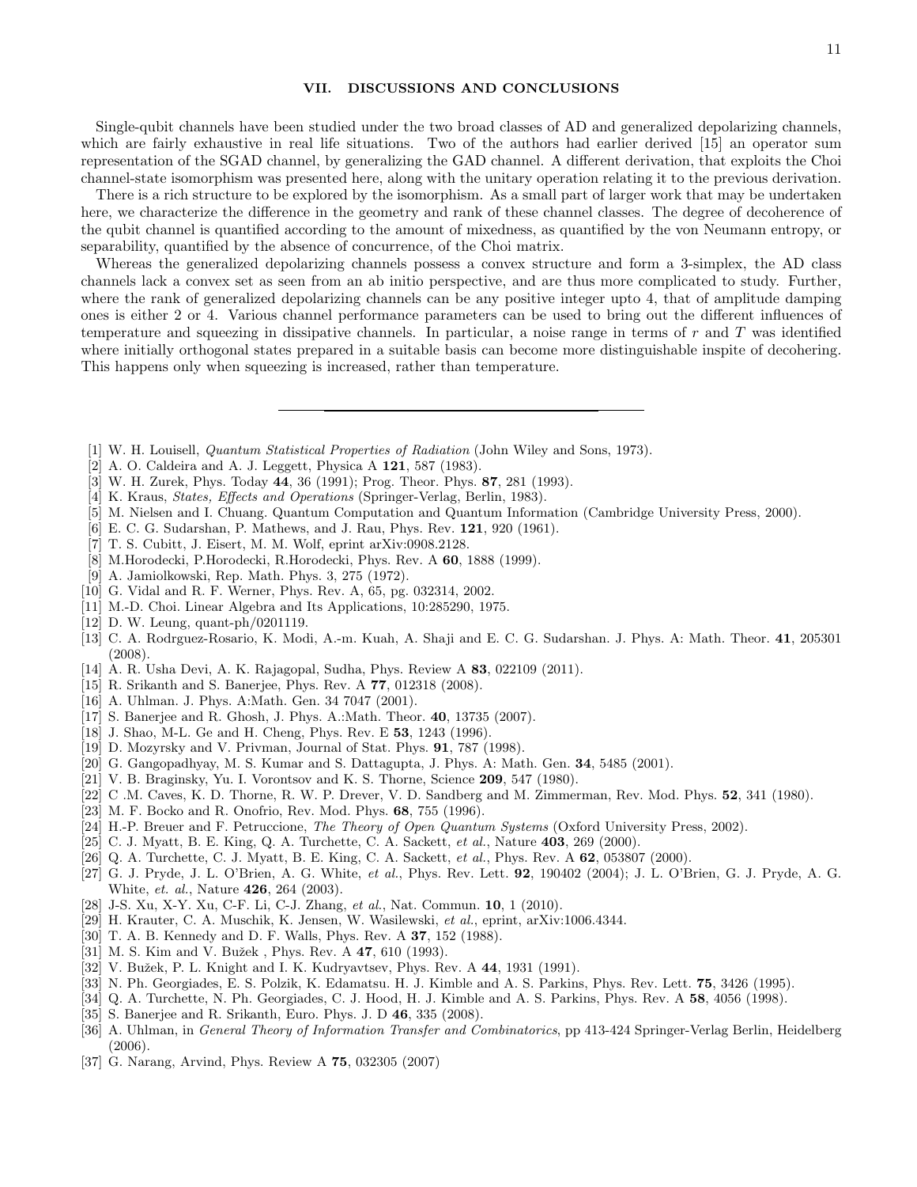## VII. DISCUSSIONS AND CONCLUSIONS

Single-qubit channels have been studied under the two broad classes of AD and generalized depolarizing channels, which are fairly exhaustive in real life situations. Two of the authors had earlier derived [15] an operator sum representation of the SGAD channel, by generalizing the GAD channel. A different derivation, that exploits the Choi channel-state isomorphism was presented here, along with the unitary operation relating it to the previous derivation.

There is a rich structure to be explored by the isomorphism. As a small part of larger work that may be undertaken here, we characterize the difference in the geometry and rank of these channel classes. The degree of decoherence of the qubit channel is quantified according to the amount of mixedness, as quantified by the von Neumann entropy, or separability, quantified by the absence of concurrence, of the Choi matrix.

Whereas the generalized depolarizing channels possess a convex structure and form a 3-simplex, the AD class channels lack a convex set as seen from an ab initio perspective, and are thus more complicated to study. Further, where the rank of generalized depolarizing channels can be any positive integer upto 4, that of amplitude damping ones is either 2 or 4. Various channel performance parameters can be used to bring out the different influences of temperature and squeezing in dissipative channels. In particular, a noise range in terms of $r$ and $T$ was identified where initially orthogonal states prepared in a suitable basis can become more distinguishable inspite of decohering. This happens only when squeezing is increased, rather than temperature.

---

[1] W. H. Louisell, *Quantum Statistical Properties of Radiation* (John Wiley and Sons, 1973).

[2] A. O. Caldeira and A. J. Leggett, Physica A **121**, 587 (1983).

[3] W. H. Zurek, Phys. Today **44**, 36 (1991); Prog. Theor. Phys. **87**, 281 (1993).

[4] K. Kraus, *States, Effects and Operations* (Springer-Verlag, Berlin, 1983).

[5] M. Nielsen and I. Chuang. Quantum Computation and Quantum Information (Cambridge University Press, 2000).

[6] E. C. G. Sudarshan, P. Mathews, and J. Rau, Phys. Rev. **121**, 920 (1961).

[7] T. S. Cubitt, J. Eisert, M. M. Wolf, eprint arXiv:0908.2128.

[8] M.Horodecki, P.Horodecki, R.Horodecki, Phys. Rev. A **60**, 1888 (1999).

[9] A. Jamiolkowski, Rep. Math. Phys. 3, 275 (1972).

[10] G. Vidal and R. F. Werner, Phys. Rev. A, 65, pg. 032314, 2002.

[11] M.-D. Choi. Linear Algebra and Its Applications, 10:285290, 1975.

[12] D. W. Leung, quant-ph/0201119.

[13] C. A. Rodrguez-Rosario, K. Modi, A.-m. Kuah, A. Shaji and E. C. G. Sudarshan. J. Phys. A: Math. Theor. **41**, 205301 (2008).

[14] A. R. Usha Devi, A. K. Rajagopal, Sudha, Phys. Review A **83**, 022109 (2011).

[15] R. Srikanth and S. Banerjee, Phys. Rev. A **77**, 012318 (2008).

[16] A. Uhlman. J. Phys. A:Math. Gen. 34 7047 (2001).

[17] S. Banerjee and R. Ghosh, J. Phys. A.:Math. Theor. **40**, 13735 (2007).

[18] J. Shao, M-L. Ge and H. Cheng, Phys. Rev. E **53**, 1243 (1996).

[19] D. Mozyrsky and V. Privman, Journal of Stat. Phys. **91**, 787 (1998).

[20] G. Gangopadhyay, M. S. Kumar and S. Dattagupta, J. Phys. A: Math. Gen. **34**, 5485 (2001).

[21] V. B. Braginsky, Yu. I. Vorontsov and K. S. Thorne, Science **209**, 547 (1980).

[22] C .M. Caves, K. D. Thorne, R. W. P. Drever, V. D. Sandberg and M. Zimmerman, Rev. Mod. Phys. **52**, 341 (1980).

[23] M. F. Bocko and R. Onofrio, Rev. Mod. Phys. **68**, 755 (1996).

[24] H.-P. Breuer and F. Petruccione, *The Theory of Open Quantum Systems* (Oxford University Press, 2002).

[25] C. J. Myatt, B. E. King, Q. A. Turchette, C. A. Sackett, *et al.*, Nature **403**, 269 (2000).

[26] Q. A. Turchette, C. J. Myatt, B. E. King, C. A. Sackett, *et al.*, Phys. Rev. A **62**, 053807 (2000).

[27] G. J. Pryde, J. L. O'Brien, A. G. White, *et al.*, Phys. Rev. Lett. **92**, 190402 (2004); J. L. O'Brien, G. J. Pryde, A. G. White, *et. al.*, Nature **426**, 264 (2003).

[28] J-S. Xu, X-Y. Xu, C-F. Li, C-J. Zhang, *et al.*, Nat. Commun. **10**, 1 (2010).

[29] H. Krauter, C. A. Muschik, K. Jensen, W. Wasilewski, *et al.*, eprint, arXiv:1006.4344.

[30] T. A. B. Kennedy and D. F. Walls, Phys. Rev. A **37**, 152 (1988).

[31] M. S. Kim and V. Bužek , Phys. Rev. A **47**, 610 (1993).

[32] V. Bužek, P. L. Knight and I. K. Kudryavtsev, Phys. Rev. A **44**, 1931 (1991).

[33] N. Ph. Georgiades, E. S. Polzik, K. Edamatsu. H. J. Kimble and A. S. Parkins, Phys. Rev. Lett. **75**, 3426 (1995).

[34] Q. A. Turchette, N. Ph. Georgiades, C. J. Hood, H. J. Kimble and A. S. Parkins, Phys. Rev. A **58**, 4056 (1998).

[35] S. Banerjee and R. Srikanth, Euro. Phys. J. D **46**, 335 (2008).

[36] A. Uhlman, in *General Theory of Information Transfer and Combinatorics*, pp 413-424 Springer-Verlag Berlin, Heidelberg (2006).

[37] G. Narang, Arvind, Phys. Review A **75**, 032305 (2007)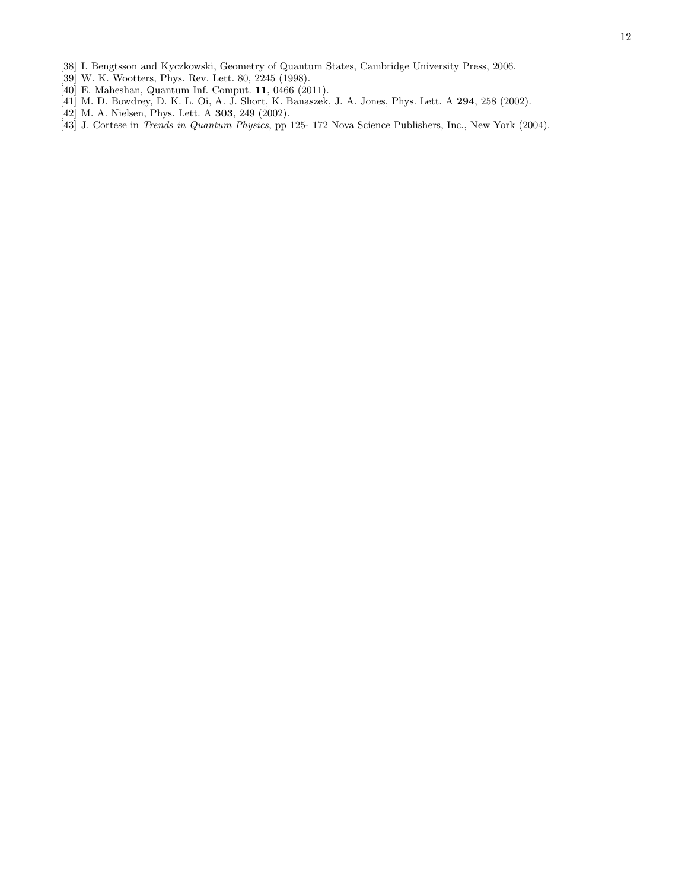[38] I. Bengtsson and Kyczkowski, Geometry of Quantum States, Cambridge University Press, 2006.

[39] W. K. Wootters, Phys. Rev. Lett. 80, 2245 (1998).

[40] E. Maheshan, Quantum Inf. Comput. **11**, 0466 (2011).

[41] M. D. Bowdrey, D. K. L. Oi, A. J. Short, K. Banaszek, J. A. Jones, Phys. Lett. A **294**, 258 (2002).

[42] M. A. Nielsen, Phys. Lett. A **303**, 249 (2002).

[43] J. Cortese in *Trends in Quantum Physics*, pp 125- 172 Nova Science Publishers, Inc., New York (2004).